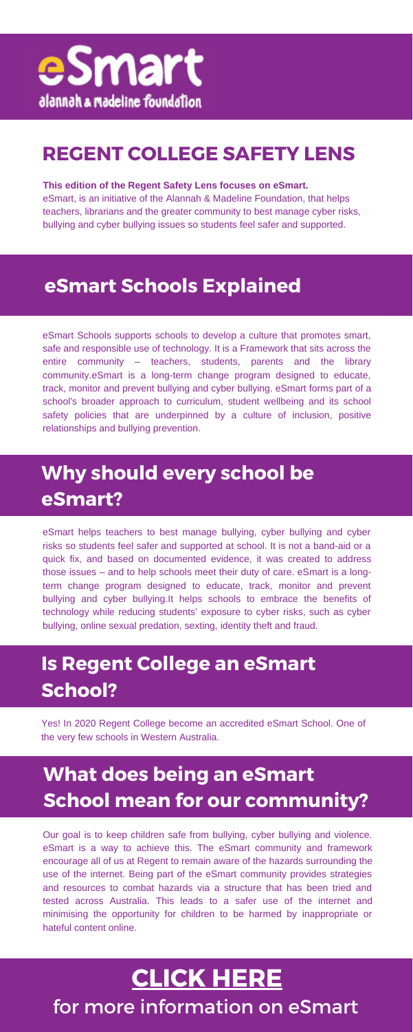# eSmart

alannah & madeline foundation

## REGENT COLLEGE SAFETY LENS

**This edition of the Regent Safety Lens focuses on eSmart.**
eSmart, is an initiative of the Alannah & Madeline Foundation, that helps teachers, librarians and the greater community to best manage cyber risks, bullying and cyber bullying issues so students feel safer and supported.

## eSmart Schools Explained

eSmart Schools supports schools to develop a culture that promotes smart, safe and responsible use of technology. It is a Framework that sits across the entire community – teachers, students, parents and the library community.eSmart is a long-term change program designed to educate, track, monitor and prevent bullying and cyber bullying. eSmart forms part of a school's broader approach to curriculum, student wellbeing and its school safety policies that are underpinned by a culture of inclusion, positive relationships and bullying prevention.

## Why should every school be eSmart?

eSmart helps teachers to best manage bullying, cyber bullying and cyber risks so students feel safer and supported at school. It is not a band-aid or a quick fix, and based on documented evidence, it was created to address those issues – and to help schools meet their duty of care. eSmart is a long-term change program designed to educate, track, monitor and prevent bullying and cyber bullying.It helps schools to embrace the benefits of technology while reducing students' exposure to cyber risks, such as cyber bullying, online sexual predation, sexting, identity theft and fraud.

## Is Regent College an eSmart School?

Yes! In 2020 Regent College become an accredited eSmart School. One of the very few schools in Western Australia.

## What does being an eSmart School mean for our community?

Our goal is to keep children safe from bullying, cyber bullying and violence. eSmart is a way to achieve this. The eSmart community and framework encourage all of us at Regent to remain aware of the hazards surrounding the use of the internet. Being part of the eSmart community provides strategies and resources to combat hazards via a structure that has been tried and tested across Australia. This leads to a safer use of the internet and minimising the opportunity for children to be harmed by inappropriate or hateful content online.

## CLICK HERE

for more information on eSmart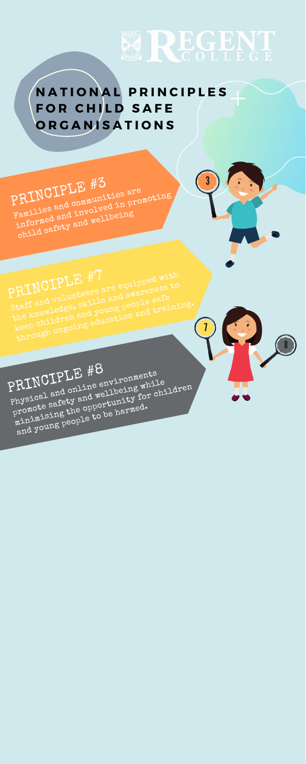# NATIONAL PRINCIPLES FOR CHILD SAFE ORGANISATIONS

## PRINCIPLE #3

Families and communities are informed and involved in promoting child safety and wellbeing

## PRINCIPLE #7

Staff and volunteers are equipped with the knowledge, skills and awareness to keep children and young people safe through ongoing education and training.

## PRINCIPLE #8

Physical and online environments promote safety and wellbeing while minimising the opportunity for children and young people to be harmed.